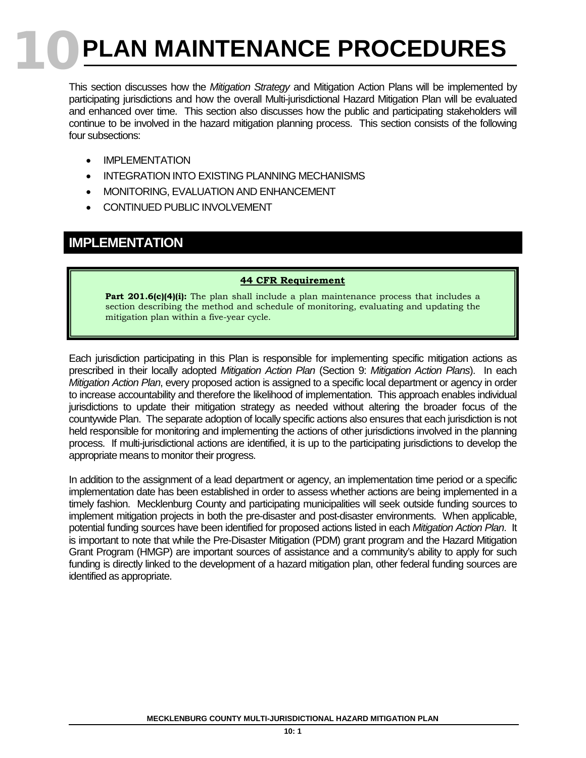# 10 PLAN MAINTENANCE PROCEDURES

This section discusses how the *Mitigation Strategy* and Mitigation Action Plans will be implemented by participating jurisdictions and how the overall Multi-jurisdictional Hazard Mitigation Plan will be evaluated and enhanced over time. This section also discusses how the public and participating stakeholders will continue to be involved in the hazard mitigation planning process. This section consists of the following four subsections:

- IMPLEMENTATION
- INTEGRATION INTO EXISTING PLANNING MECHANISMS
- MONITORING, EVALUATION AND ENHANCEMENT
- CONTINUED PUBLIC INVOLVEMENT

## IMPLEMENTATION

> **44 CFR Requirement**
>
> **Part 201.6(c)(4)(i):** The plan shall include a plan maintenance process that includes a section describing the method and schedule of monitoring, evaluating and updating the mitigation plan within a five-year cycle.

Each jurisdiction participating in this Plan is responsible for implementing specific mitigation actions as prescribed in their locally adopted *Mitigation Action Plan* (Section 9: *Mitigation Action Plans*). In each *Mitigation Action Plan*, every proposed action is assigned to a specific local department or agency in order to increase accountability and therefore the likelihood of implementation. This approach enables individual jurisdictions to update their mitigation strategy as needed without altering the broader focus of the countywide Plan. The separate adoption of locally specific actions also ensures that each jurisdiction is not held responsible for monitoring and implementing the actions of other jurisdictions involved in the planning process. If multi-jurisdictional actions are identified, it is up to the participating jurisdictions to develop the appropriate means to monitor their progress.

In addition to the assignment of a lead department or agency, an implementation time period or a specific implementation date has been established in order to assess whether actions are being implemented in a timely fashion. Mecklenburg County and participating municipalities will seek outside funding sources to implement mitigation projects in both the pre-disaster and post-disaster environments. When applicable, potential funding sources have been identified for proposed actions listed in each *Mitigation Action Plan*. It is important to note that while the Pre-Disaster Mitigation (PDM) grant program and the Hazard Mitigation Grant Program (HMGP) are important sources of assistance and a community's ability to apply for such funding is directly linked to the development of a hazard mitigation plan, other federal funding sources are identified as appropriate.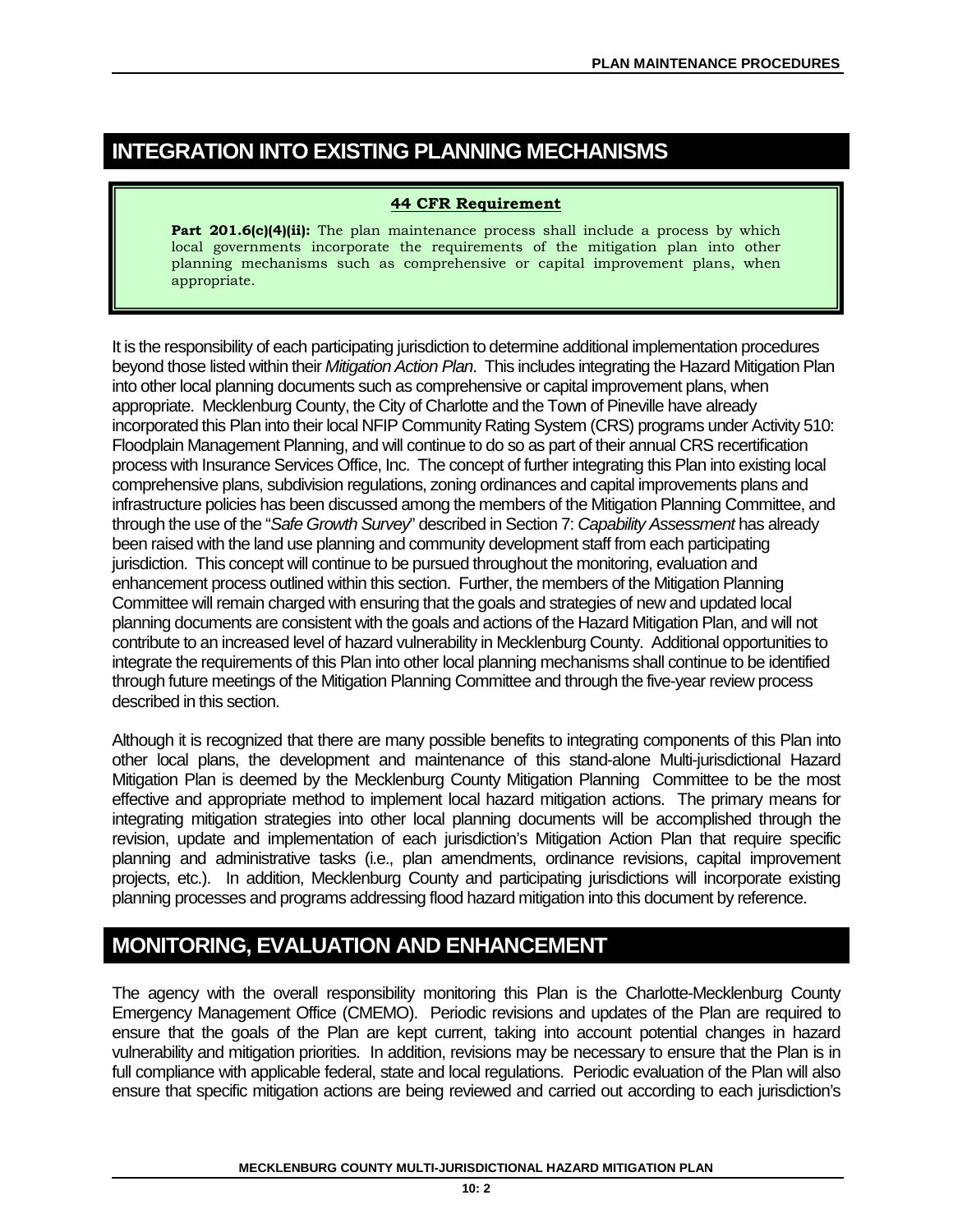## INTEGRATION INTO EXISTING PLANNING MECHANISMS

> **44 CFR Requirement**
>
> **Part 201.6(c)(4)(ii):** The plan maintenance process shall include a process by which local governments incorporate the requirements of the mitigation plan into other planning mechanisms such as comprehensive or capital improvement plans, when appropriate.

It is the responsibility of each participating jurisdiction to determine additional implementation procedures beyond those listed within their *Mitigation Action Plan*. This includes integrating the Hazard Mitigation Plan into other local planning documents such as comprehensive or capital improvement plans, when appropriate. Mecklenburg County, the City of Charlotte and the Town of Pineville have already incorporated this Plan into their local NFIP Community Rating System (CRS) programs under Activity 510: Floodplain Management Planning, and will continue to do so as part of their annual CRS recertification process with Insurance Services Office, Inc. The concept of further integrating this Plan into existing local comprehensive plans, subdivision regulations, zoning ordinances and capital improvements plans and infrastructure policies has been discussed among the members of the Mitigation Planning Committee, and through the use of the "*Safe Growth Survey*" described in Section 7: *Capability Assessment* has already been raised with the land use planning and community development staff from each participating jurisdiction. This concept will continue to be pursued throughout the monitoring, evaluation and enhancement process outlined within this section. Further, the members of the Mitigation Planning Committee will remain charged with ensuring that the goals and strategies of new and updated local planning documents are consistent with the goals and actions of the Hazard Mitigation Plan, and will not contribute to an increased level of hazard vulnerability in Mecklenburg County. Additional opportunities to integrate the requirements of this Plan into other local planning mechanisms shall continue to be identified through future meetings of the Mitigation Planning Committee and through the five-year review process described in this section.

Although it is recognized that there are many possible benefits to integrating components of this Plan into other local plans, the development and maintenance of this stand-alone Multi-jurisdictional Hazard Mitigation Plan is deemed by the Mecklenburg County Mitigation Planning Committee to be the most effective and appropriate method to implement local hazard mitigation actions. The primary means for integrating mitigation strategies into other local planning documents will be accomplished through the revision, update and implementation of each jurisdiction's Mitigation Action Plan that require specific planning and administrative tasks (i.e., plan amendments, ordinance revisions, capital improvement projects, etc.). In addition, Mecklenburg County and participating jurisdictions will incorporate existing planning processes and programs addressing flood hazard mitigation into this document by reference.

## MONITORING, EVALUATION AND ENHANCEMENT

The agency with the overall responsibility monitoring this Plan is the Charlotte-Mecklenburg County Emergency Management Office (CMEMO). Periodic revisions and updates of the Plan are required to ensure that the goals of the Plan are kept current, taking into account potential changes in hazard vulnerability and mitigation priorities. In addition, revisions may be necessary to ensure that the Plan is in full compliance with applicable federal, state and local regulations. Periodic evaluation of the Plan will also ensure that specific mitigation actions are being reviewed and carried out according to each jurisdiction's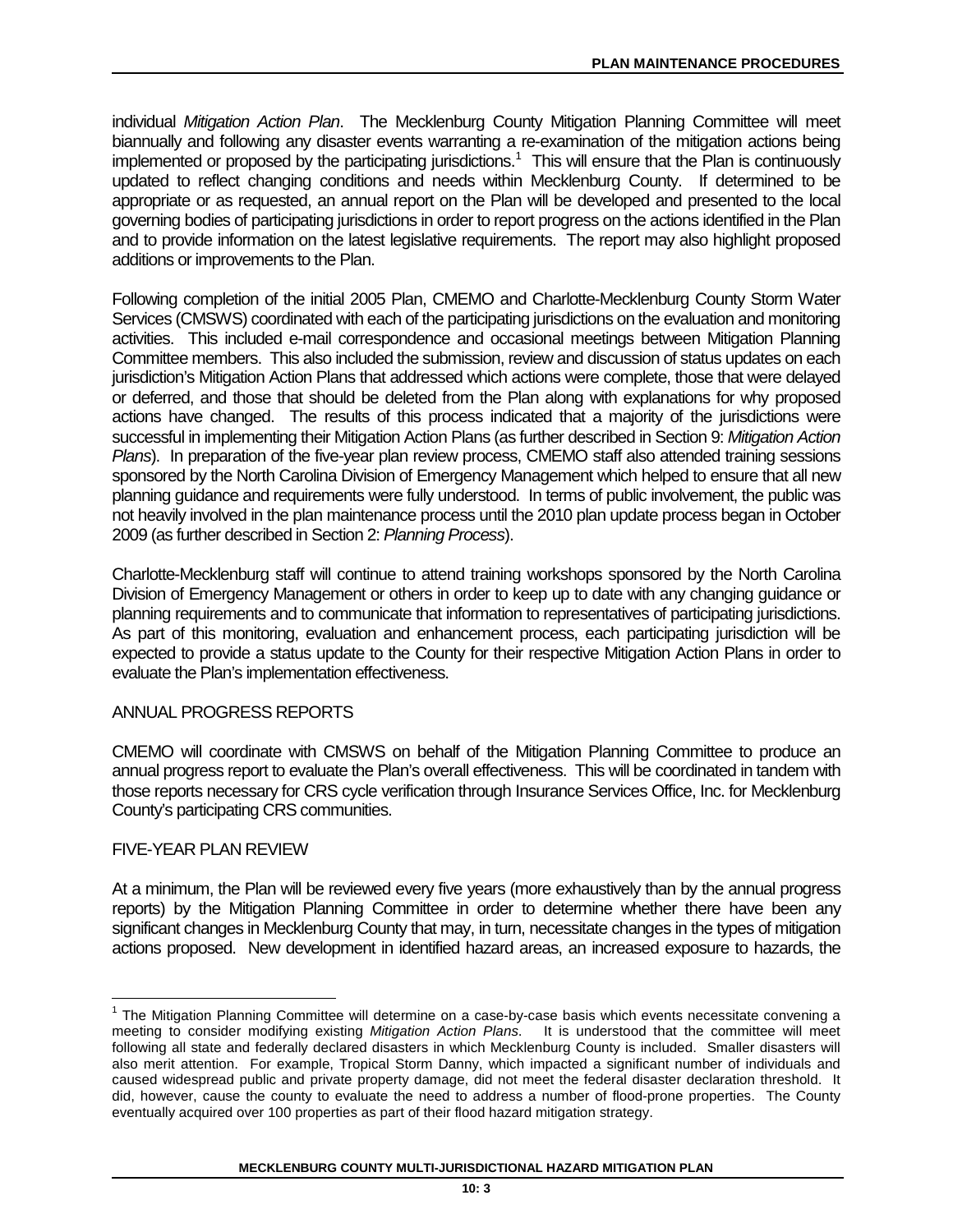individual *Mitigation Action Plan*. The Mecklenburg County Mitigation Planning Committee will meet biannually and following any disaster events warranting a re-examination of the mitigation actions being implemented or proposed by the participating jurisdictions.[1] This will ensure that the Plan is continuously updated to reflect changing conditions and needs within Mecklenburg County. If determined to be appropriate or as requested, an annual report on the Plan will be developed and presented to the local governing bodies of participating jurisdictions in order to report progress on the actions identified in the Plan and to provide information on the latest legislative requirements. The report may also highlight proposed additions or improvements to the Plan.

Following completion of the initial 2005 Plan, CMEMO and Charlotte-Mecklenburg County Storm Water Services (CMSWS) coordinated with each of the participating jurisdictions on the evaluation and monitoring activities. This included e-mail correspondence and occasional meetings between Mitigation Planning Committee members. This also included the submission, review and discussion of status updates on each jurisdiction's Mitigation Action Plans that addressed which actions were complete, those that were delayed or deferred, and those that should be deleted from the Plan along with explanations for why proposed actions have changed. The results of this process indicated that a majority of the jurisdictions were successful in implementing their Mitigation Action Plans (as further described in Section 9: *Mitigation Action Plans*). In preparation of the five-year plan review process, CMEMO staff also attended training sessions sponsored by the North Carolina Division of Emergency Management which helped to ensure that all new planning guidance and requirements were fully understood. In terms of public involvement, the public was not heavily involved in the plan maintenance process until the 2010 plan update process began in October 2009 (as further described in Section 2: *Planning Process*).

Charlotte-Mecklenburg staff will continue to attend training workshops sponsored by the North Carolina Division of Emergency Management or others in order to keep up to date with any changing guidance or planning requirements and to communicate that information to representatives of participating jurisdictions. As part of this monitoring, evaluation and enhancement process, each participating jurisdiction will be expected to provide a status update to the County for their respective Mitigation Action Plans in order to evaluate the Plan's implementation effectiveness.

## ANNUAL PROGRESS REPORTS

CMEMO will coordinate with CMSWS on behalf of the Mitigation Planning Committee to produce an annual progress report to evaluate the Plan's overall effectiveness. This will be coordinated in tandem with those reports necessary for CRS cycle verification through Insurance Services Office, Inc. for Mecklenburg County's participating CRS communities.

## FIVE-YEAR PLAN REVIEW

At a minimum, the Plan will be reviewed every five years (more exhaustively than by the annual progress reports) by the Mitigation Planning Committee in order to determine whether there have been any significant changes in Mecklenburg County that may, in turn, necessitate changes in the types of mitigation actions proposed. New development in identified hazard areas, an increased exposure to hazards, the

---

[1] The Mitigation Planning Committee will determine on a case-by-case basis which events necessitate convening a meeting to consider modifying existing *Mitigation Action Plans*. It is understood that the committee will meet following all state and federally declared disasters in which Mecklenburg County is included. Smaller disasters will also merit attention. For example, Tropical Storm Danny, which impacted a significant number of individuals and caused widespread public and private property damage, did not meet the federal disaster declaration threshold. It did, however, cause the county to evaluate the need to address a number of flood-prone properties. The County eventually acquired over 100 properties as part of their flood hazard mitigation strategy.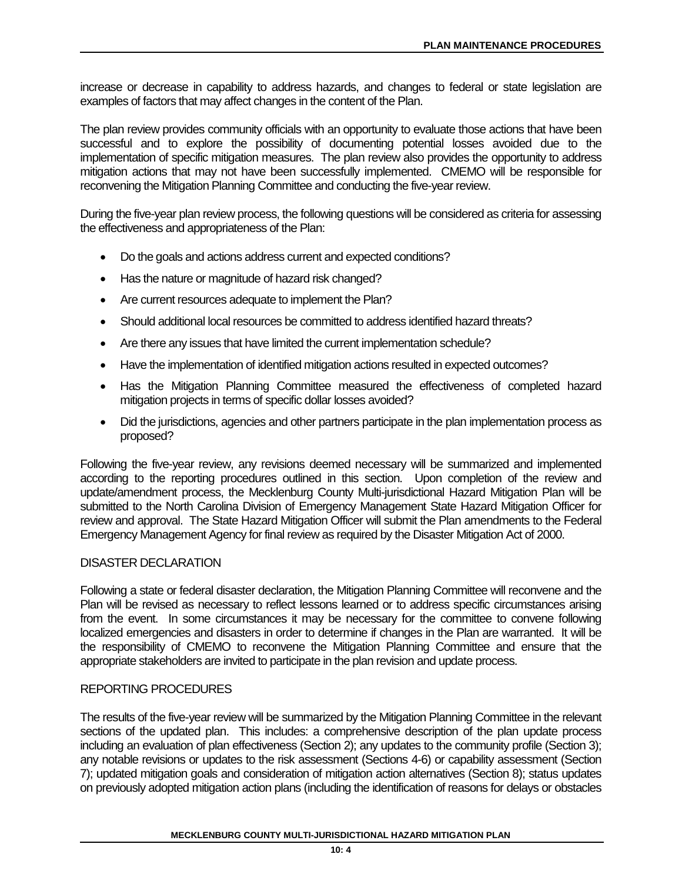increase or decrease in capability to address hazards, and changes to federal or state legislation are examples of factors that may affect changes in the content of the Plan.

The plan review provides community officials with an opportunity to evaluate those actions that have been successful and to explore the possibility of documenting potential losses avoided due to the implementation of specific mitigation measures. The plan review also provides the opportunity to address mitigation actions that may not have been successfully implemented. CMEMO will be responsible for reconvening the Mitigation Planning Committee and conducting the five-year review.

During the five-year plan review process, the following questions will be considered as criteria for assessing the effectiveness and appropriateness of the Plan:

- Do the goals and actions address current and expected conditions?
- Has the nature or magnitude of hazard risk changed?
- Are current resources adequate to implement the Plan?
- Should additional local resources be committed to address identified hazard threats?
- Are there any issues that have limited the current implementation schedule?
- Have the implementation of identified mitigation actions resulted in expected outcomes?
- Has the Mitigation Planning Committee measured the effectiveness of completed hazard mitigation projects in terms of specific dollar losses avoided?
- Did the jurisdictions, agencies and other partners participate in the plan implementation process as proposed?

Following the five-year review, any revisions deemed necessary will be summarized and implemented according to the reporting procedures outlined in this section. Upon completion of the review and update/amendment process, the Mecklenburg County Multi-jurisdictional Hazard Mitigation Plan will be submitted to the North Carolina Division of Emergency Management State Hazard Mitigation Officer for review and approval. The State Hazard Mitigation Officer will submit the Plan amendments to the Federal Emergency Management Agency for final review as required by the Disaster Mitigation Act of 2000.

## DISASTER DECLARATION

Following a state or federal disaster declaration, the Mitigation Planning Committee will reconvene and the Plan will be revised as necessary to reflect lessons learned or to address specific circumstances arising from the event. In some circumstances it may be necessary for the committee to convene following localized emergencies and disasters in order to determine if changes in the Plan are warranted. It will be the responsibility of CMEMO to reconvene the Mitigation Planning Committee and ensure that the appropriate stakeholders are invited to participate in the plan revision and update process.

## REPORTING PROCEDURES

The results of the five-year review will be summarized by the Mitigation Planning Committee in the relevant sections of the updated plan. This includes: a comprehensive description of the plan update process including an evaluation of plan effectiveness (Section 2); any updates to the community profile (Section 3); any notable revisions or updates to the risk assessment (Sections 4-6) or capability assessment (Section 7); updated mitigation goals and consideration of mitigation action alternatives (Section 8); status updates on previously adopted mitigation action plans (including the identification of reasons for delays or obstacles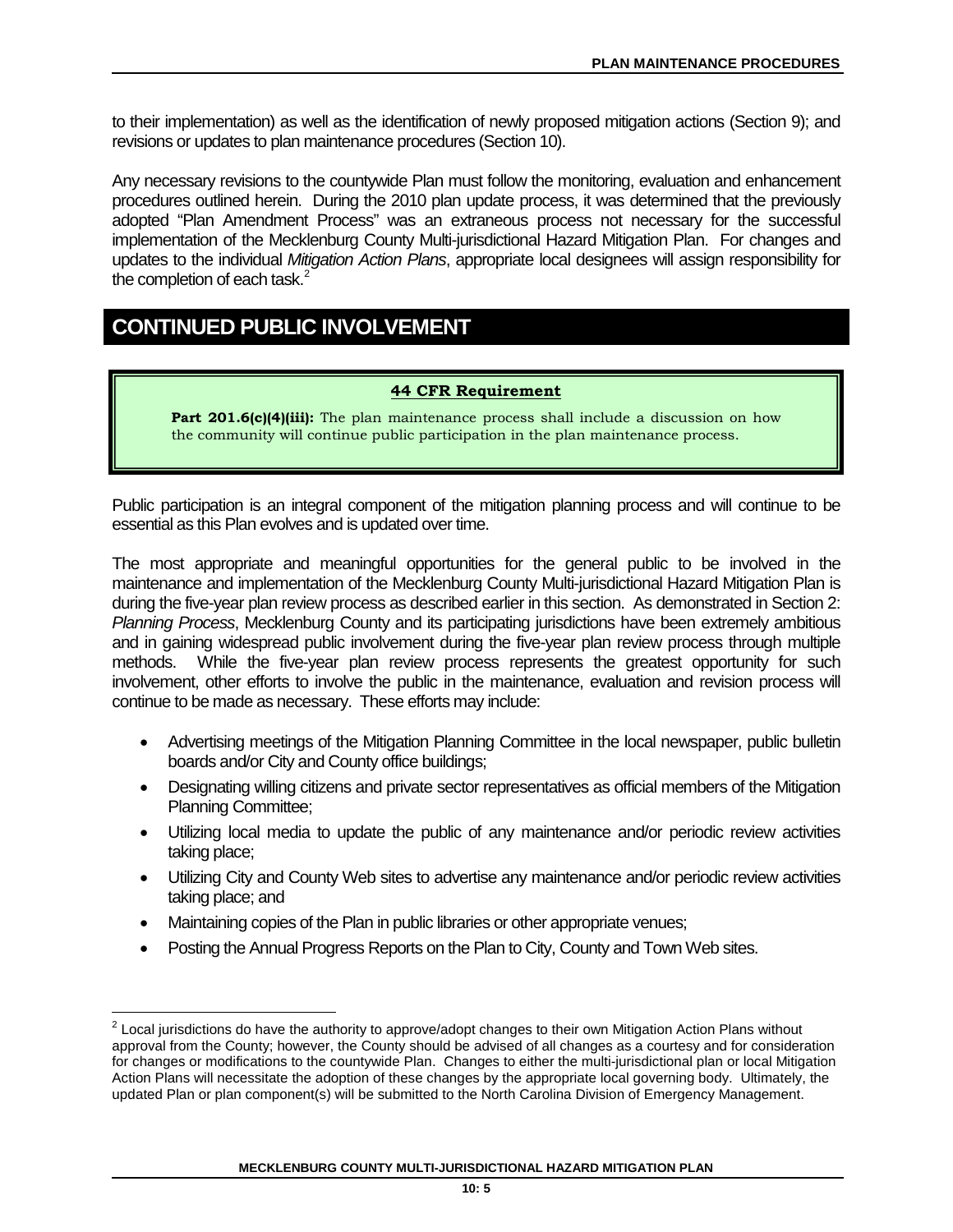to their implementation) as well as the identification of newly proposed mitigation actions (Section 9); and revisions or updates to plan maintenance procedures (Section 10).

Any necessary revisions to the countywide Plan must follow the monitoring, evaluation and enhancement procedures outlined herein. During the 2010 plan update process, it was determined that the previously adopted "Plan Amendment Process" was an extraneous process not necessary for the successful implementation of the Mecklenburg County Multi-jurisdictional Hazard Mitigation Plan. For changes and updates to the individual *Mitigation Action Plans*, appropriate local designees will assign responsibility for the completion of each task.[2]

# CONTINUED PUBLIC INVOLVEMENT

> **44 CFR Requirement**
>
> **Part 201.6(c)(4)(iii):** The plan maintenance process shall include a discussion on how the community will continue public participation in the plan maintenance process.

Public participation is an integral component of the mitigation planning process and will continue to be essential as this Plan evolves and is updated over time.

The most appropriate and meaningful opportunities for the general public to be involved in the maintenance and implementation of the Mecklenburg County Multi-jurisdictional Hazard Mitigation Plan is during the five-year plan review process as described earlier in this section. As demonstrated in Section 2: *Planning Process*, Mecklenburg County and its participating jurisdictions have been extremely ambitious and in gaining widespread public involvement during the five-year plan review process through multiple methods. While the five-year plan review process represents the greatest opportunity for such involvement, other efforts to involve the public in the maintenance, evaluation and revision process will continue to be made as necessary. These efforts may include:

- Advertising meetings of the Mitigation Planning Committee in the local newspaper, public bulletin boards and/or City and County office buildings;
- Designating willing citizens and private sector representatives as official members of the Mitigation Planning Committee;
- Utilizing local media to update the public of any maintenance and/or periodic review activities taking place;
- Utilizing City and County Web sites to advertise any maintenance and/or periodic review activities taking place; and
- Maintaining copies of the Plan in public libraries or other appropriate venues;
- Posting the Annual Progress Reports on the Plan to City, County and Town Web sites.

---

[2] Local jurisdictions do have the authority to approve/adopt changes to their own Mitigation Action Plans without approval from the County; however, the County should be advised of all changes as a courtesy and for consideration for changes or modifications to the countywide Plan. Changes to either the multi-jurisdictional plan or local Mitigation Action Plans will necessitate the adoption of these changes by the appropriate local governing body. Ultimately, the updated Plan or plan component(s) will be submitted to the North Carolina Division of Emergency Management.